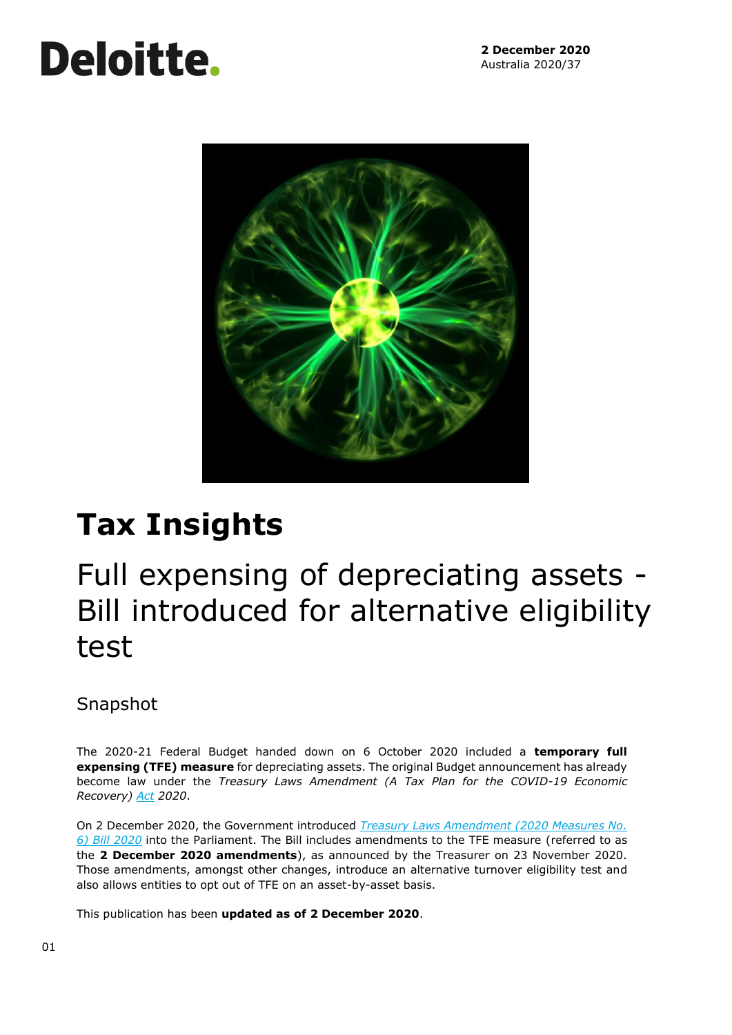Deloitte.

**2 December 2020**
Australia 2020/37

# Tax Insights

## Full expensing of depreciating assets - Bill introduced for alternative eligibility test

### Snapshot

The 2020-21 Federal Budget handed down on 6 October 2020 included a **temporary full expensing (TFE) measure** for depreciating assets. The original Budget announcement has already become law under the *Treasury Laws Amendment (A Tax Plan for the COVID-19 Economic Recovery) Act 2020*.

On 2 December 2020, the Government introduced *Treasury Laws Amendment (2020 Measures No. 6) Bill 2020* into the Parliament. The Bill includes amendments to the TFE measure (referred to as the **2 December 2020 amendments**), as announced by the Treasurer on 23 November 2020. Those amendments, amongst other changes, introduce an alternative turnover eligibility test and also allows entities to opt out of TFE on an asset-by-asset basis.

This publication has been **updated as of 2 December 2020**.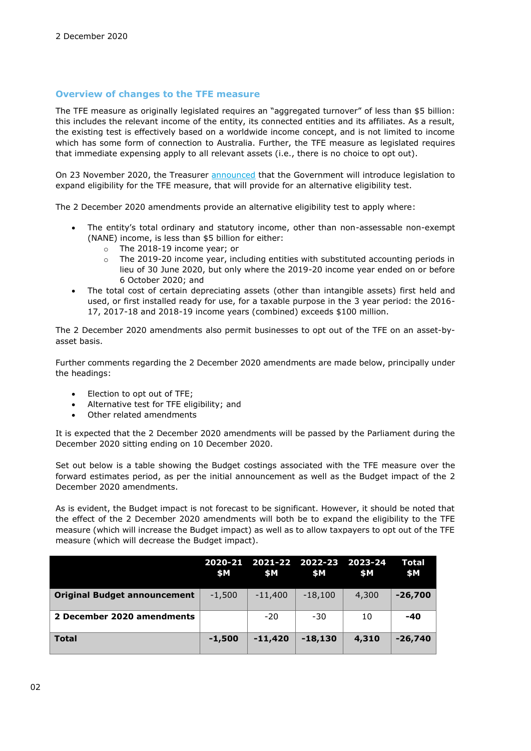2 December 2020

## Overview of changes to the TFE measure

The TFE measure as originally legislated requires an "aggregated turnover" of less than $5 billion: this includes the relevant income of the entity, its connected entities and its affiliates. As a result, the existing test is effectively based on a worldwide income concept, and is not limited to income which has some form of connection to Australia. Further, the TFE measure as legislated requires that immediate expensing apply to all relevant assets (i.e., there is no choice to opt out).

On 23 November 2020, the Treasurer announced that the Government will introduce legislation to expand eligibility for the TFE measure, that will provide for an alternative eligibility test.

The 2 December 2020 amendments provide an alternative eligibility test to apply where:

- The entity's total ordinary and statutory income, other than non-assessable non-exempt (NANE) income, is less than $5 billion for either:
  - The 2018-19 income year; or
  - The 2019-20 income year, including entities with substituted accounting periods in lieu of 30 June 2020, but only where the 2019-20 income year ended on or before 6 October 2020; and
- The total cost of certain depreciating assets (other than intangible assets) first held and used, or first installed ready for use, for a taxable purpose in the 3 year period: the 2016-17, 2017-18 and 2018-19 income years (combined) exceeds $100 million.

The 2 December 2020 amendments also permit businesses to opt out of the TFE on an asset-by-asset basis.

Further comments regarding the 2 December 2020 amendments are made below, principally under the headings:

- Election to opt out of TFE;
- Alternative test for TFE eligibility; and
- Other related amendments

It is expected that the 2 December 2020 amendments will be passed by the Parliament during the December 2020 sitting ending on 10 December 2020.

Set out below is a table showing the Budget costings associated with the TFE measure over the forward estimates period, as per the initial announcement as well as the Budget impact of the 2 December 2020 amendments.

As is evident, the Budget impact is not forecast to be significant. However, it should be noted that the effect of the 2 December 2020 amendments will both be to expand the eligibility to the TFE measure (which will increase the Budget impact) as well as to allow taxpayers to opt out of the TFE measure (which will decrease the Budget impact).

| | 2020-21 $M | 2021-22 $M | 2022-23 $M | 2023-24 $M | Total $M |
|---|---|---|---|---|---|
| **Original Budget announcement** | -1,500 | -11,400 | -18,100 | 4,300 | **-26,700** |
| **2 December 2020 amendments** | | -20 | -30 | 10 | **-40** |
| **Total** | **-1,500** | **-11,420** | **-18,130** | **4,310** | **-26,740** |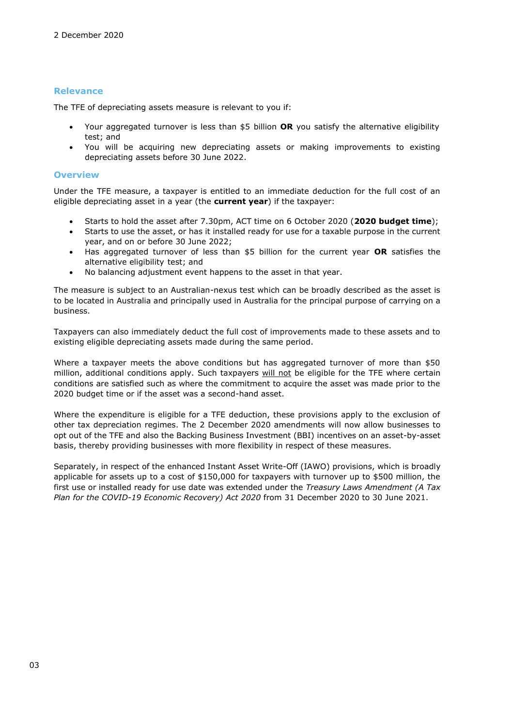2 December 2020

## Relevance

The TFE of depreciating assets measure is relevant to you if:

- Your aggregated turnover is less than $5 billion **OR** you satisfy the alternative eligibility test; and
- You will be acquiring new depreciating assets or making improvements to existing depreciating assets before 30 June 2022.

## Overview

Under the TFE measure, a taxpayer is entitled to an immediate deduction for the full cost of an eligible depreciating asset in a year (the **current year**) if the taxpayer:

- Starts to hold the asset after 7.30pm, ACT time on 6 October 2020 (**2020 budget time**);
- Starts to use the asset, or has it installed ready for use for a taxable purpose in the current year, and on or before 30 June 2022;
- Has aggregated turnover of less than $5 billion for the current year **OR** satisfies the alternative eligibility test; and
- No balancing adjustment event happens to the asset in that year.

The measure is subject to an Australian-nexus test which can be broadly described as the asset is to be located in Australia and principally used in Australia for the principal purpose of carrying on a business.

Taxpayers can also immediately deduct the full cost of improvements made to these assets and to existing eligible depreciating assets made during the same period.

Where a taxpayer meets the above conditions but has aggregated turnover of more than $50 million, additional conditions apply. Such taxpayers <u>will not</u> be eligible for the TFE where certain conditions are satisfied such as where the commitment to acquire the asset was made prior to the 2020 budget time or if the asset was a second-hand asset.

Where the expenditure is eligible for a TFE deduction, these provisions apply to the exclusion of other tax depreciation regimes. The 2 December 2020 amendments will now allow businesses to opt out of the TFE and also the Backing Business Investment (BBI) incentives on an asset-by-asset basis, thereby providing businesses with more flexibility in respect of these measures.

Separately, in respect of the enhanced Instant Asset Write-Off (IAWO) provisions, which is broadly applicable for assets up to a cost of $150,000 for taxpayers with turnover up to $500 million, the first use or installed ready for use date was extended under the *Treasury Laws Amendment (A Tax Plan for the COVID-19 Economic Recovery) Act 2020* from 31 December 2020 to 30 June 2021.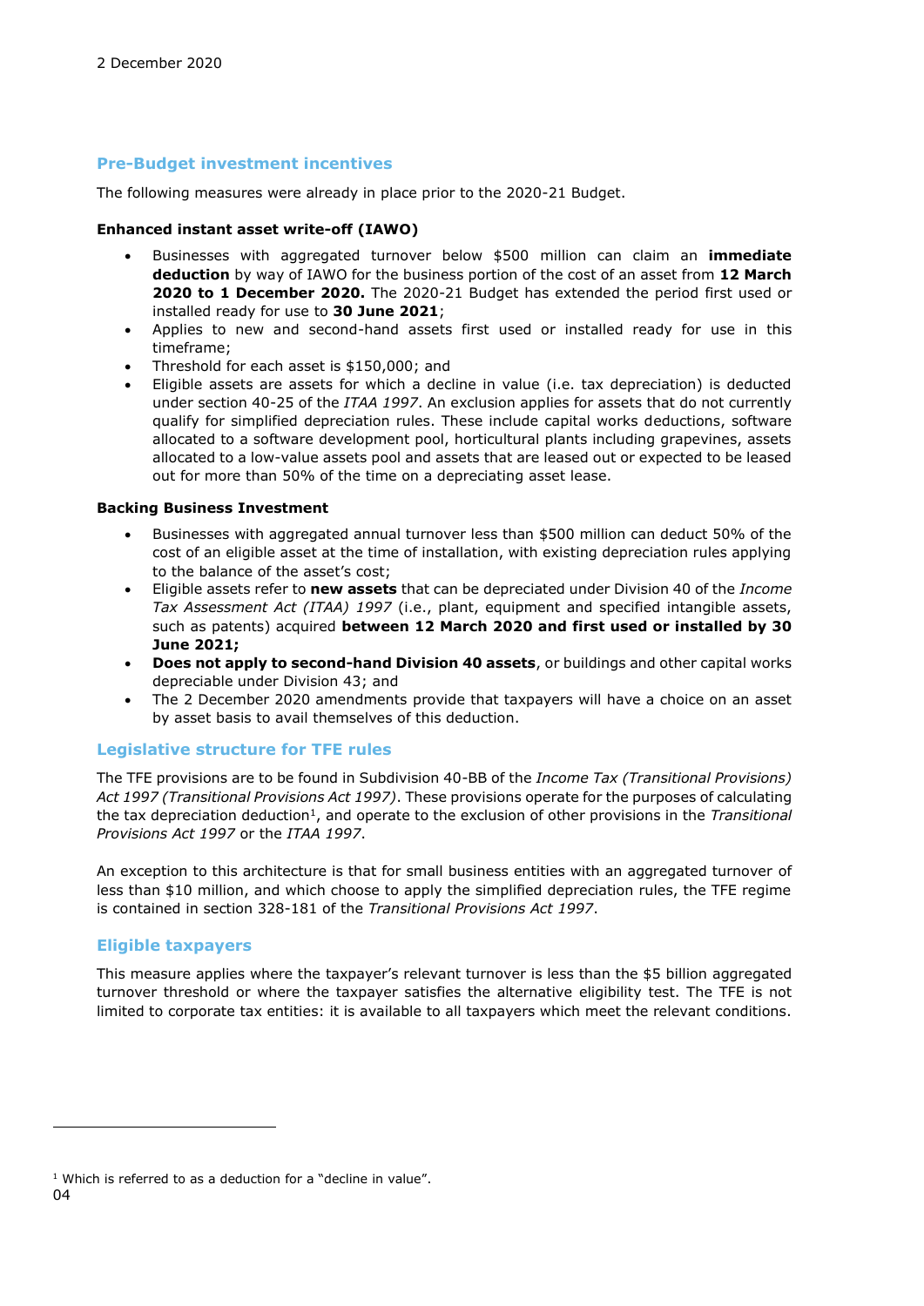2 December 2020

## Pre-Budget investment incentives

The following measures were already in place prior to the 2020-21 Budget.

**Enhanced instant asset write-off (IAWO)**

- Businesses with aggregated turnover below $500 million can claim an **immediate deduction** by way of IAWO for the business portion of the cost of an asset from **12 March 2020 to 1 December 2020.** The 2020-21 Budget has extended the period first used or installed ready for use to **30 June 2021**;
- Applies to new and second-hand assets first used or installed ready for use in this timeframe;
- Threshold for each asset is $150,000; and
- Eligible assets are assets for which a decline in value (i.e. tax depreciation) is deducted under section 40-25 of the *ITAA 1997*. An exclusion applies for assets that do not currently qualify for simplified depreciation rules. These include capital works deductions, software allocated to a software development pool, horticultural plants including grapevines, assets allocated to a low-value assets pool and assets that are leased out or expected to be leased out for more than 50% of the time on a depreciating asset lease.

**Backing Business Investment**

- Businesses with aggregated annual turnover less than $500 million can deduct 50% of the cost of an eligible asset at the time of installation, with existing depreciation rules applying to the balance of the asset's cost;
- Eligible assets refer to **new assets** that can be depreciated under Division 40 of the *Income Tax Assessment Act (ITAA) 1997* (i.e., plant, equipment and specified intangible assets, such as patents) acquired **between 12 March 2020 and first used or installed by 30 June 2021;**
- **Does not apply to second-hand Division 40 assets**, or buildings and other capital works depreciable under Division 43; and
- The 2 December 2020 amendments provide that taxpayers will have a choice on an asset by asset basis to avail themselves of this deduction.

## Legislative structure for TFE rules

The TFE provisions are to be found in Subdivision 40-BB of the *Income Tax (Transitional Provisions) Act 1997 (Transitional Provisions Act 1997)*. These provisions operate for the purposes of calculating the tax depreciation deduction[1], and operate to the exclusion of other provisions in the *Transitional Provisions Act 1997* or the *ITAA 1997*.

An exception to this architecture is that for small business entities with an aggregated turnover of less than $10 million, and which choose to apply the simplified depreciation rules, the TFE regime is contained in section 328-181 of the *Transitional Provisions Act 1997*.

## Eligible taxpayers

This measure applies where the taxpayer's relevant turnover is less than the $5 billion aggregated turnover threshold or where the taxpayer satisfies the alternative eligibility test. The TFE is not limited to corporate tax entities: it is available to all taxpayers which meet the relevant conditions.

[1] Which is referred to as a deduction for a "decline in value".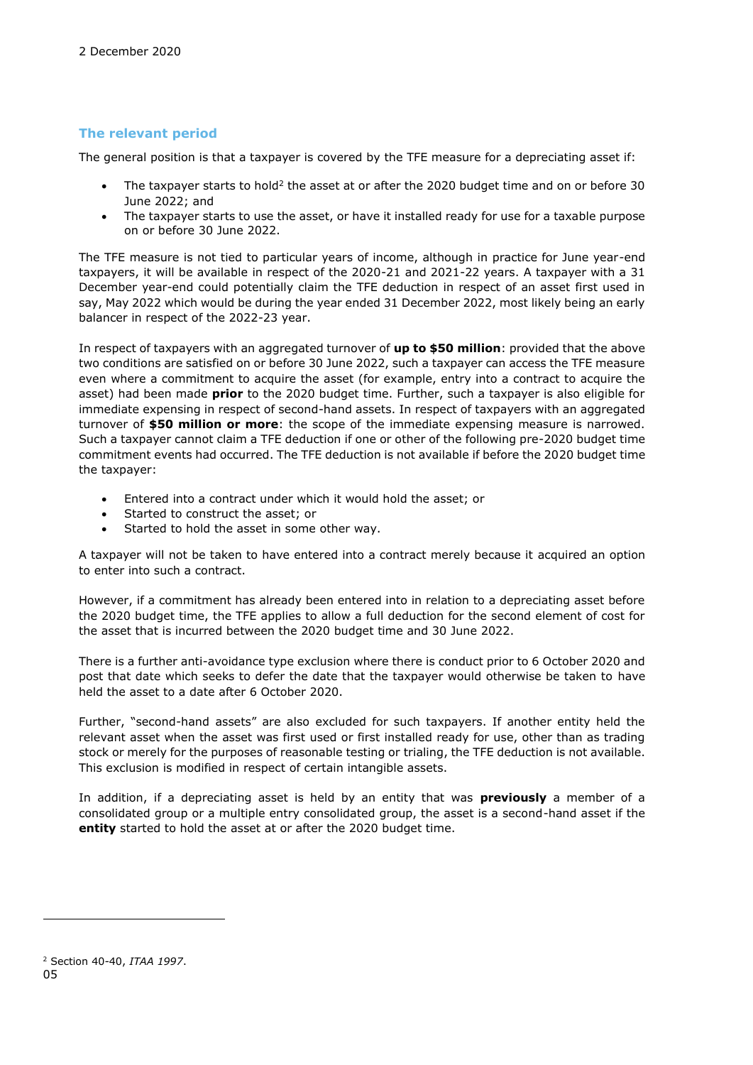## The relevant period

The general position is that a taxpayer is covered by the TFE measure for a depreciating asset if:

- The taxpayer starts to hold[2] the asset at or after the 2020 budget time and on or before 30 June 2022; and
- The taxpayer starts to use the asset, or have it installed ready for use for a taxable purpose on or before 30 June 2022.

The TFE measure is not tied to particular years of income, although in practice for June year-end taxpayers, it will be available in respect of the 2020-21 and 2021-22 years. A taxpayer with a 31 December year-end could potentially claim the TFE deduction in respect of an asset first used in say, May 2022 which would be during the year ended 31 December 2022, most likely being an early balancer in respect of the 2022-23 year.

In respect of taxpayers with an aggregated turnover of **up to $50 million**: provided that the above two conditions are satisfied on or before 30 June 2022, such a taxpayer can access the TFE measure even where a commitment to acquire the asset (for example, entry into a contract to acquire the asset) had been made **prior** to the 2020 budget time. Further, such a taxpayer is also eligible for immediate expensing in respect of second-hand assets. In respect of taxpayers with an aggregated turnover of **$50 million or more**: the scope of the immediate expensing measure is narrowed. Such a taxpayer cannot claim a TFE deduction if one or other of the following pre-2020 budget time commitment events had occurred. The TFE deduction is not available if before the 2020 budget time the taxpayer:

- Entered into a contract under which it would hold the asset; or
- Started to construct the asset; or
- Started to hold the asset in some other way.

A taxpayer will not be taken to have entered into a contract merely because it acquired an option to enter into such a contract.

However, if a commitment has already been entered into in relation to a depreciating asset before the 2020 budget time, the TFE applies to allow a full deduction for the second element of cost for the asset that is incurred between the 2020 budget time and 30 June 2022.

There is a further anti-avoidance type exclusion where there is conduct prior to 6 October 2020 and post that date which seeks to defer the date that the taxpayer would otherwise be taken to have held the asset to a date after 6 October 2020.

Further, "second-hand assets" are also excluded for such taxpayers. If another entity held the relevant asset when the asset was first used or first installed ready for use, other than as trading stock or merely for the purposes of reasonable testing or trialing, the TFE deduction is not available. This exclusion is modified in respect of certain intangible assets.

In addition, if a depreciating asset is held by an entity that was **previously** a member of a consolidated group or a multiple entry consolidated group, the asset is a second-hand asset if the **entity** started to hold the asset at or after the 2020 budget time.

---

[2] Section 40-40, *ITAA 1997*.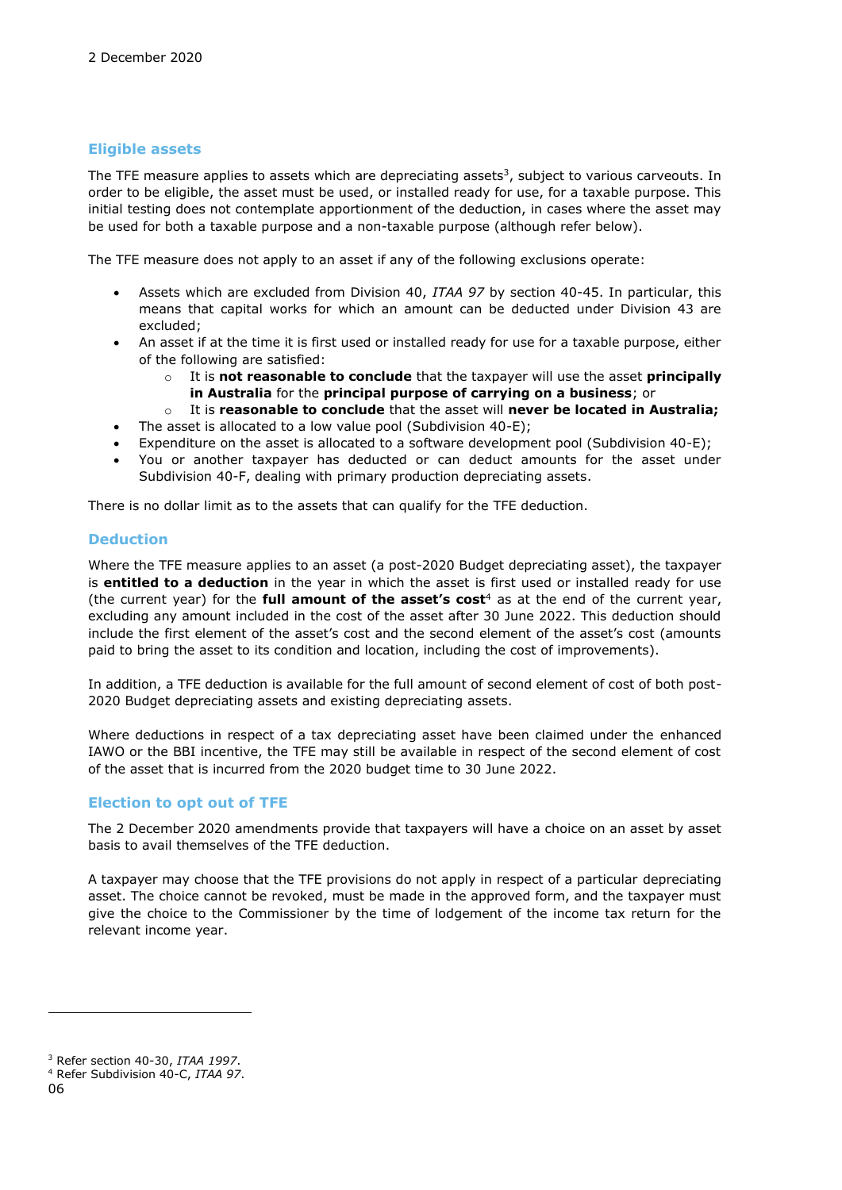## Eligible assets

The TFE measure applies to assets which are depreciating assets[3], subject to various carveouts. In order to be eligible, the asset must be used, or installed ready for use, for a taxable purpose. This initial testing does not contemplate apportionment of the deduction, in cases where the asset may be used for both a taxable purpose and a non-taxable purpose (although refer below).

The TFE measure does not apply to an asset if any of the following exclusions operate:

- Assets which are excluded from Division 40, *ITAA 97* by section 40-45. In particular, this means that capital works for which an amount can be deducted under Division 43 are excluded;
- An asset if at the time it is first used or installed ready for use for a taxable purpose, either of the following are satisfied:
  - It is **not reasonable to conclude** that the taxpayer will use the asset **principally in Australia** for the **principal purpose of carrying on a business**; or
  - It is **reasonable to conclude** that the asset will **never be located in Australia;**
- The asset is allocated to a low value pool (Subdivision 40-E);
- Expenditure on the asset is allocated to a software development pool (Subdivision 40-E);
- You or another taxpayer has deducted or can deduct amounts for the asset under Subdivision 40-F, dealing with primary production depreciating assets.

There is no dollar limit as to the assets that can qualify for the TFE deduction.

## Deduction

Where the TFE measure applies to an asset (a post-2020 Budget depreciating asset), the taxpayer is **entitled to a deduction** in the year in which the asset is first used or installed ready for use (the current year) for the **full amount of the asset's cost**[4] as at the end of the current year, excluding any amount included in the cost of the asset after 30 June 2022. This deduction should include the first element of the asset's cost and the second element of the asset's cost (amounts paid to bring the asset to its condition and location, including the cost of improvements).

In addition, a TFE deduction is available for the full amount of second element of cost of both post-2020 Budget depreciating assets and existing depreciating assets.

Where deductions in respect of a tax depreciating asset have been claimed under the enhanced IAWO or the BBI incentive, the TFE may still be available in respect of the second element of cost of the asset that is incurred from the 2020 budget time to 30 June 2022.

## Election to opt out of TFE

The 2 December 2020 amendments provide that taxpayers will have a choice on an asset by asset basis to avail themselves of the TFE deduction.

A taxpayer may choose that the TFE provisions do not apply in respect of a particular depreciating asset. The choice cannot be revoked, must be made in the approved form, and the taxpayer must give the choice to the Commissioner by the time of lodgement of the income tax return for the relevant income year.

---

[3] Refer section 40-30, *ITAA 1997*.

[4] Refer Subdivision 40-C, *ITAA 97*.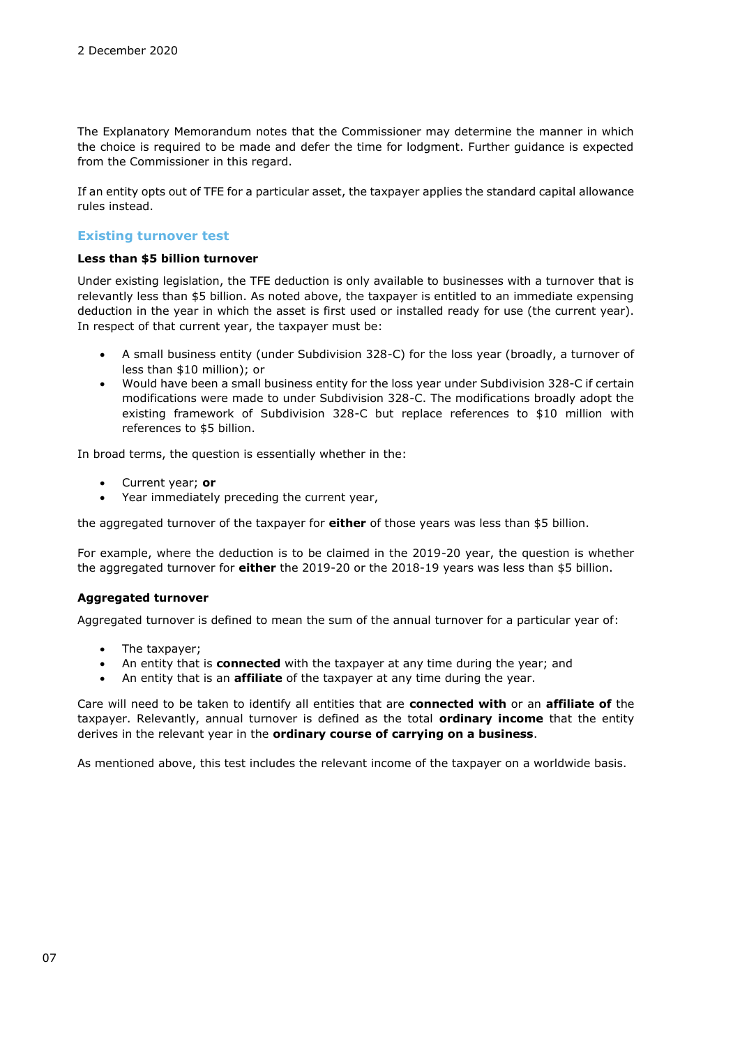The Explanatory Memorandum notes that the Commissioner may determine the manner in which the choice is required to be made and defer the time for lodgment. Further guidance is expected from the Commissioner in this regard.

If an entity opts out of TFE for a particular asset, the taxpayer applies the standard capital allowance rules instead.

## Existing turnover test

### Less than $5 billion turnover

Under existing legislation, the TFE deduction is only available to businesses with a turnover that is relevantly less than $5 billion. As noted above, the taxpayer is entitled to an immediate expensing deduction in the year in which the asset is first used or installed ready for use (the current year). In respect of that current year, the taxpayer must be:

- A small business entity (under Subdivision 328-C) for the loss year (broadly, a turnover of less than $10 million); or
- Would have been a small business entity for the loss year under Subdivision 328-C if certain modifications were made to under Subdivision 328-C. The modifications broadly adopt the existing framework of Subdivision 328-C but replace references to $10 million with references to $5 billion.

In broad terms, the question is essentially whether in the:

- Current year; **or**
- Year immediately preceding the current year,

the aggregated turnover of the taxpayer for **either** of those years was less than $5 billion.

For example, where the deduction is to be claimed in the 2019-20 year, the question is whether the aggregated turnover for **either** the 2019-20 or the 2018-19 years was less than $5 billion.

### Aggregated turnover

Aggregated turnover is defined to mean the sum of the annual turnover for a particular year of:

- The taxpayer;
- An entity that is **connected** with the taxpayer at any time during the year; and
- An entity that is an **affiliate** of the taxpayer at any time during the year.

Care will need to be taken to identify all entities that are **connected with** or an **affiliate of** the taxpayer. Relevantly, annual turnover is defined as the total **ordinary income** that the entity derives in the relevant year in the **ordinary course of carrying on a business**.

As mentioned above, this test includes the relevant income of the taxpayer on a worldwide basis.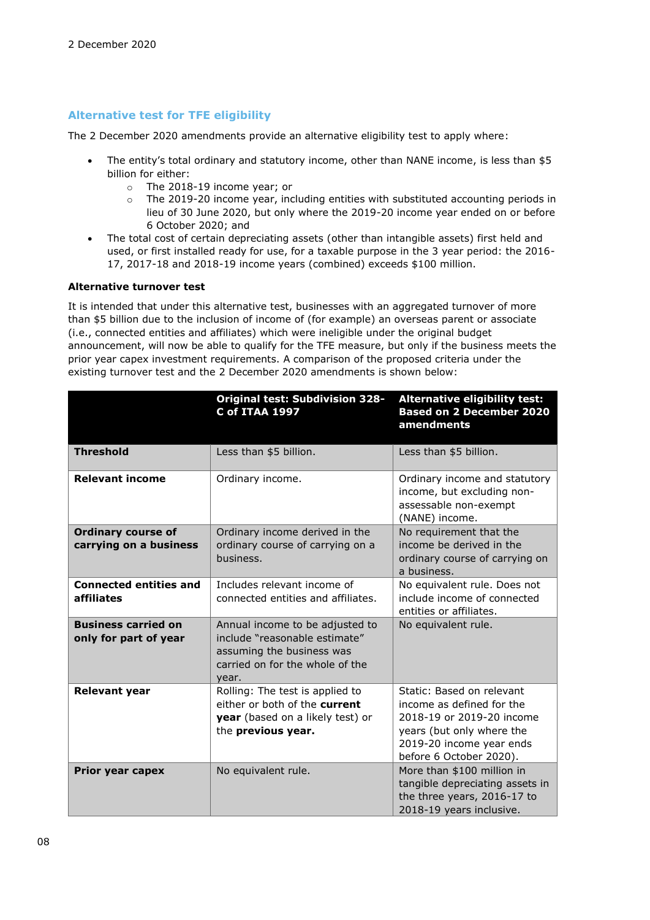2 December 2020

## Alternative test for TFE eligibility

The 2 December 2020 amendments provide an alternative eligibility test to apply where:

- The entity's total ordinary and statutory income, other than NANE income, is less than $5 billion for either:
  - The 2018-19 income year; or
  - The 2019-20 income year, including entities with substituted accounting periods in lieu of 30 June 2020, but only where the 2019-20 income year ended on or before 6 October 2020; and
- The total cost of certain depreciating assets (other than intangible assets) first held and used, or first installed ready for use, for a taxable purpose in the 3 year period: the 2016-17, 2017-18 and 2018-19 income years (combined) exceeds $100 million.

**Alternative turnover test**

It is intended that under this alternative test, businesses with an aggregated turnover of more than $5 billion due to the inclusion of income of (for example) an overseas parent or associate (i.e., connected entities and affiliates) which were ineligible under the original budget announcement, will now be able to qualify for the TFE measure, but only if the business meets the prior year capex investment requirements. A comparison of the proposed criteria under the existing turnover test and the 2 December 2020 amendments is shown below:

| | Original test: Subdivision 328-C of ITAA 1997 | Alternative eligibility test: Based on 2 December 2020 amendments |
|---|---|---|
| **Threshold** | Less than $5 billion. | Less than $5 billion. |
| **Relevant income** | Ordinary income. | Ordinary income and statutory income, but excluding non-assessable non-exempt (NANE) income. |
| **Ordinary course of carrying on a business** | Ordinary income derived in the ordinary course of carrying on a business. | No requirement that the income be derived in the ordinary course of carrying on a business. |
| **Connected entities and affiliates** | Includes relevant income of connected entities and affiliates. | No equivalent rule. Does not include income of connected entities or affiliates. |
| **Business carried on only for part of year** | Annual income to be adjusted to include "reasonable estimate" assuming the business was carried on for the whole of the year. | No equivalent rule. |
| **Relevant year** | Rolling: The test is applied to either or both of the **current year** (based on a likely test) or the **previous year.** | Static: Based on relevant income as defined for the 2018-19 or 2019-20 income years (but only where the 2019-20 income year ends before 6 October 2020). |
| **Prior year capex** | No equivalent rule. | More than $100 million in tangible depreciating assets in the three years, 2016-17 to 2018-19 years inclusive. |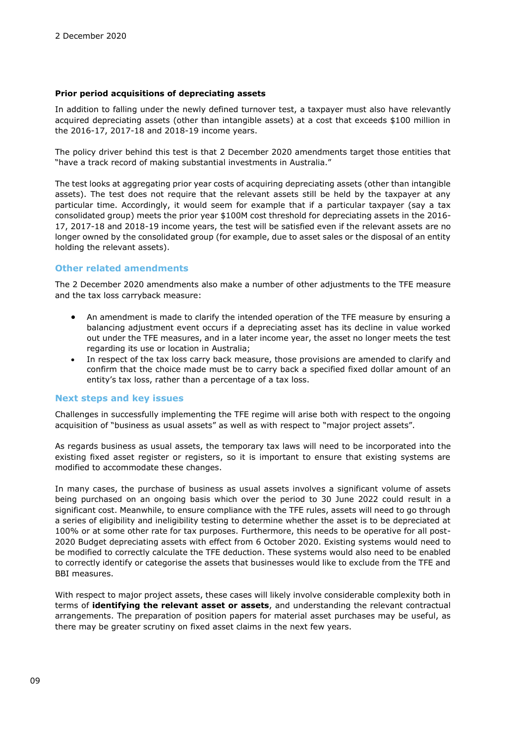**Prior period acquisitions of depreciating assets**

In addition to falling under the newly defined turnover test, a taxpayer must also have relevantly acquired depreciating assets (other than intangible assets) at a cost that exceeds $100 million in the 2016-17, 2017-18 and 2018-19 income years.

The policy driver behind this test is that 2 December 2020 amendments target those entities that "have a track record of making substantial investments in Australia."

The test looks at aggregating prior year costs of acquiring depreciating assets (other than intangible assets). The test does not require that the relevant assets still be held by the taxpayer at any particular time. Accordingly, it would seem for example that if a particular taxpayer (say a tax consolidated group) meets the prior year $100M cost threshold for depreciating assets in the 2016-17, 2017-18 and 2018-19 income years, the test will be satisfied even if the relevant assets are no longer owned by the consolidated group (for example, due to asset sales or the disposal of an entity holding the relevant assets).

## Other related amendments

The 2 December 2020 amendments also make a number of other adjustments to the TFE measure and the tax loss carryback measure:

- An amendment is made to clarify the intended operation of the TFE measure by ensuring a balancing adjustment event occurs if a depreciating asset has its decline in value worked out under the TFE measures, and in a later income year, the asset no longer meets the test regarding its use or location in Australia;
- In respect of the tax loss carry back measure, those provisions are amended to clarify and confirm that the choice made must be to carry back a specified fixed dollar amount of an entity's tax loss, rather than a percentage of a tax loss.

## Next steps and key issues

Challenges in successfully implementing the TFE regime will arise both with respect to the ongoing acquisition of "business as usual assets" as well as with respect to "major project assets".

As regards business as usual assets, the temporary tax laws will need to be incorporated into the existing fixed asset register or registers, so it is important to ensure that existing systems are modified to accommodate these changes.

In many cases, the purchase of business as usual assets involves a significant volume of assets being purchased on an ongoing basis which over the period to 30 June 2022 could result in a significant cost. Meanwhile, to ensure compliance with the TFE rules, assets will need to go through a series of eligibility and ineligibility testing to determine whether the asset is to be depreciated at 100% or at some other rate for tax purposes. Furthermore, this needs to be operative for all post-2020 Budget depreciating assets with effect from 6 October 2020. Existing systems would need to be modified to correctly calculate the TFE deduction. These systems would also need to be enabled to correctly identify or categorise the assets that businesses would like to exclude from the TFE and BBI measures.

With respect to major project assets, these cases will likely involve considerable complexity both in terms of **identifying the relevant asset or assets**, and understanding the relevant contractual arrangements. The preparation of position papers for material asset purchases may be useful, as there may be greater scrutiny on fixed asset claims in the next few years.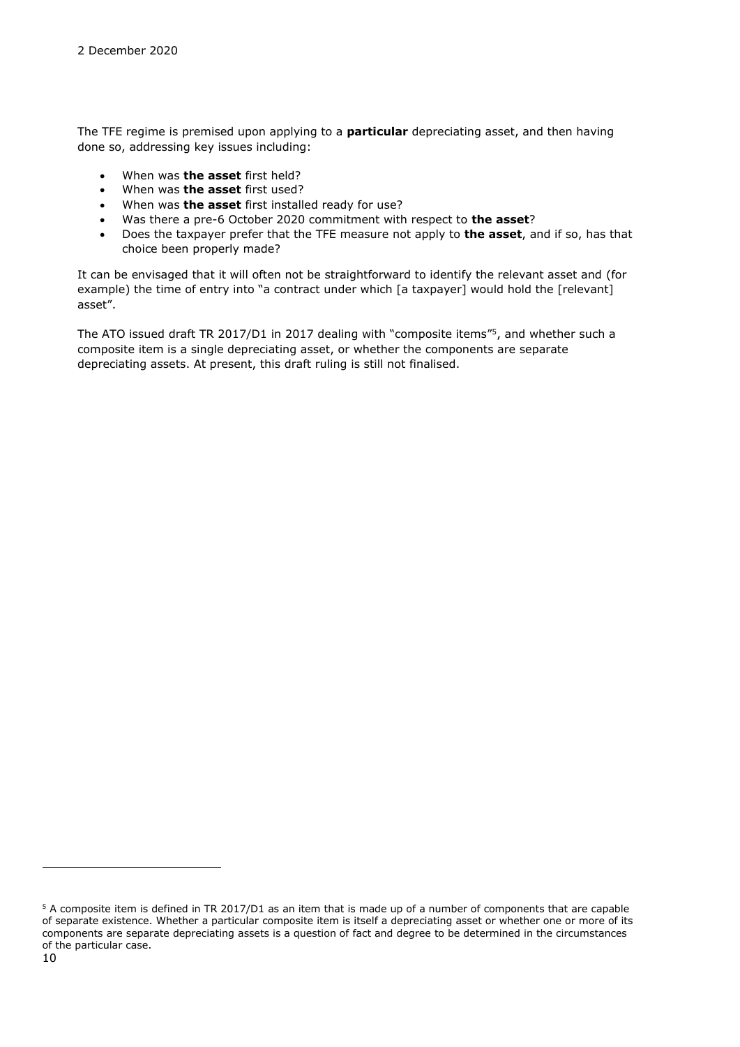The TFE regime is premised upon applying to a **particular** depreciating asset, and then having done so, addressing key issues including:

- When was **the asset** first held?
- When was **the asset** first used?
- When was **the asset** first installed ready for use?
- Was there a pre-6 October 2020 commitment with respect to **the asset**?
- Does the taxpayer prefer that the TFE measure not apply to **the asset**, and if so, has that choice been properly made?

It can be envisaged that it will often not be straightforward to identify the relevant asset and (for example) the time of entry into "a contract under which [a taxpayer] would hold the [relevant] asset".

The ATO issued draft TR 2017/D1 in 2017 dealing with "composite items"[5], and whether such a composite item is a single depreciating asset, or whether the components are separate depreciating assets. At present, this draft ruling is still not finalised.

[5] A composite item is defined in TR 2017/D1 as an item that is made up of a number of components that are capable of separate existence. Whether a particular composite item is itself a depreciating asset or whether one or more of its components are separate depreciating assets is a question of fact and degree to be determined in the circumstances of the particular case.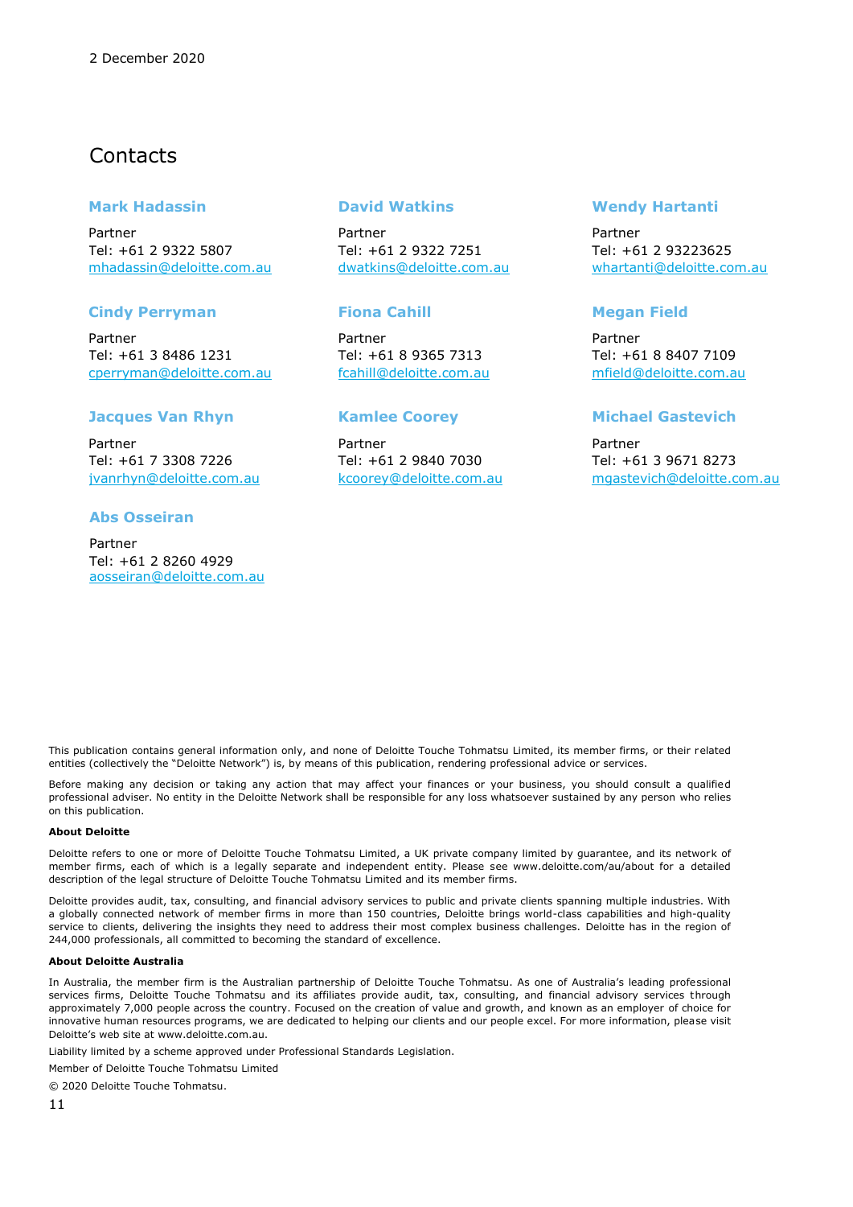2 December 2020

## Contacts

### Mark Hadassin

Partner
Tel: +61 2 9322 5807
mhadassin@deloitte.com.au

### David Watkins

Partner
Tel: +61 2 9322 7251
dwatkins@deloitte.com.au

### Wendy Hartanti

Partner
Tel: +61 2 93223625
whartanti@deloitte.com.au

### Cindy Perryman

Partner
Tel: +61 3 8486 1231
cperryman@deloitte.com.au

### Fiona Cahill

Partner
Tel: +61 8 9365 7313
fcahill@deloitte.com.au

### Megan Field

Partner
Tel: +61 8 8407 7109
mfield@deloitte.com.au

### Jacques Van Rhyn

Partner
Tel: +61 7 3308 7226
jvanrhyn@deloitte.com.au

### Kamlee Coorey

Partner
Tel: +61 2 9840 7030
kcoorey@deloitte.com.au

### Michael Gastevich

Partner
Tel: +61 3 9671 8273
mgastevich@deloitte.com.au

### Abs Osseiran

Partner
Tel: +61 2 8260 4929
aosseiran@deloitte.com.au

This publication contains general information only, and none of Deloitte Touche Tohmatsu Limited, its member firms, or their related entities (collectively the "Deloitte Network") is, by means of this publication, rendering professional advice or services.

Before making any decision or taking any action that may affect your finances or your business, you should consult a qualified professional adviser. No entity in the Deloitte Network shall be responsible for any loss whatsoever sustained by any person who relies on this publication.

**About Deloitte**

Deloitte refers to one or more of Deloitte Touche Tohmatsu Limited, a UK private company limited by guarantee, and its network of member firms, each of which is a legally separate and independent entity. Please see www.deloitte.com/au/about for a detailed description of the legal structure of Deloitte Touche Tohmatsu Limited and its member firms.

Deloitte provides audit, tax, consulting, and financial advisory services to public and private clients spanning multiple industries. With a globally connected network of member firms in more than 150 countries, Deloitte brings world-class capabilities and high-quality service to clients, delivering the insights they need to address their most complex business challenges. Deloitte has in the region of 244,000 professionals, all committed to becoming the standard of excellence.

**About Deloitte Australia**

In Australia, the member firm is the Australian partnership of Deloitte Touche Tohmatsu. As one of Australia's leading professional services firms, Deloitte Touche Tohmatsu and its affiliates provide audit, tax, consulting, and financial advisory services through approximately 7,000 people across the country. Focused on the creation of value and growth, and known as an employer of choice for innovative human resources programs, we are dedicated to helping our clients and our people excel. For more information, please visit Deloitte's web site at www.deloitte.com.au.

Liability limited by a scheme approved under Professional Standards Legislation.

Member of Deloitte Touche Tohmatsu Limited

© 2020 Deloitte Touche Tohmatsu.